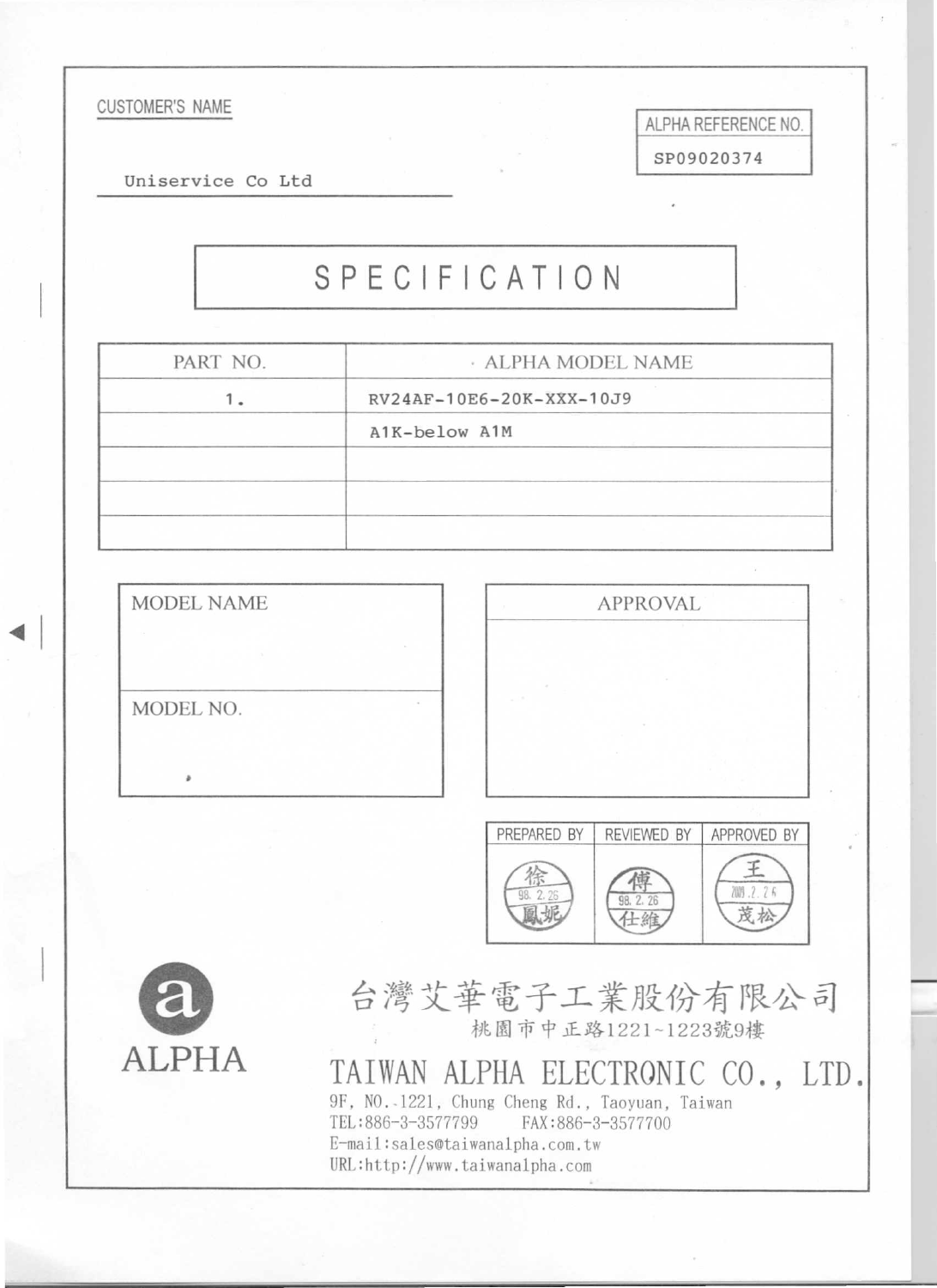CUSTOMER'S NAME

Uniservice Co Ltd

| ALPHA REFERENCE NO. |
| --- |
| SP09020374 |

# SPECIFICATION

| PART NO. | ALPHA MODEL NAME |
| --- | --- |
| 1. | RV24AF-10E6-20K-XXX-10J9 |
| | A1K-below A1M |
| | |
| | |
| | |

| MODEL NAME |
| --- |
| |
| MODEL NO. |
| |

| APPROVAL |
| --- |
| |

| PREPARED BY | REVIEWED BY | APPROVED BY |
| --- | --- | --- |
| 徐 98. 2. 26 鳳妮 | 傅 98. 2. 26 仕維 | 王 2009. 2. 26 茂松 |

ALPHA

台灣艾華電子工業股份有限公司

桃園市中正路1221~1223號9樓

**TAIWAN ALPHA ELECTRONIC CO., LTD.**

9F, NO. 1221, Chung Cheng Rd., Taoyuan, Taiwan

TEL:886-3-3577799 FAX:886-3-3577700

E-mail:sales@taiwanalpha.com.tw

URL:http://www.taiwanalpha.com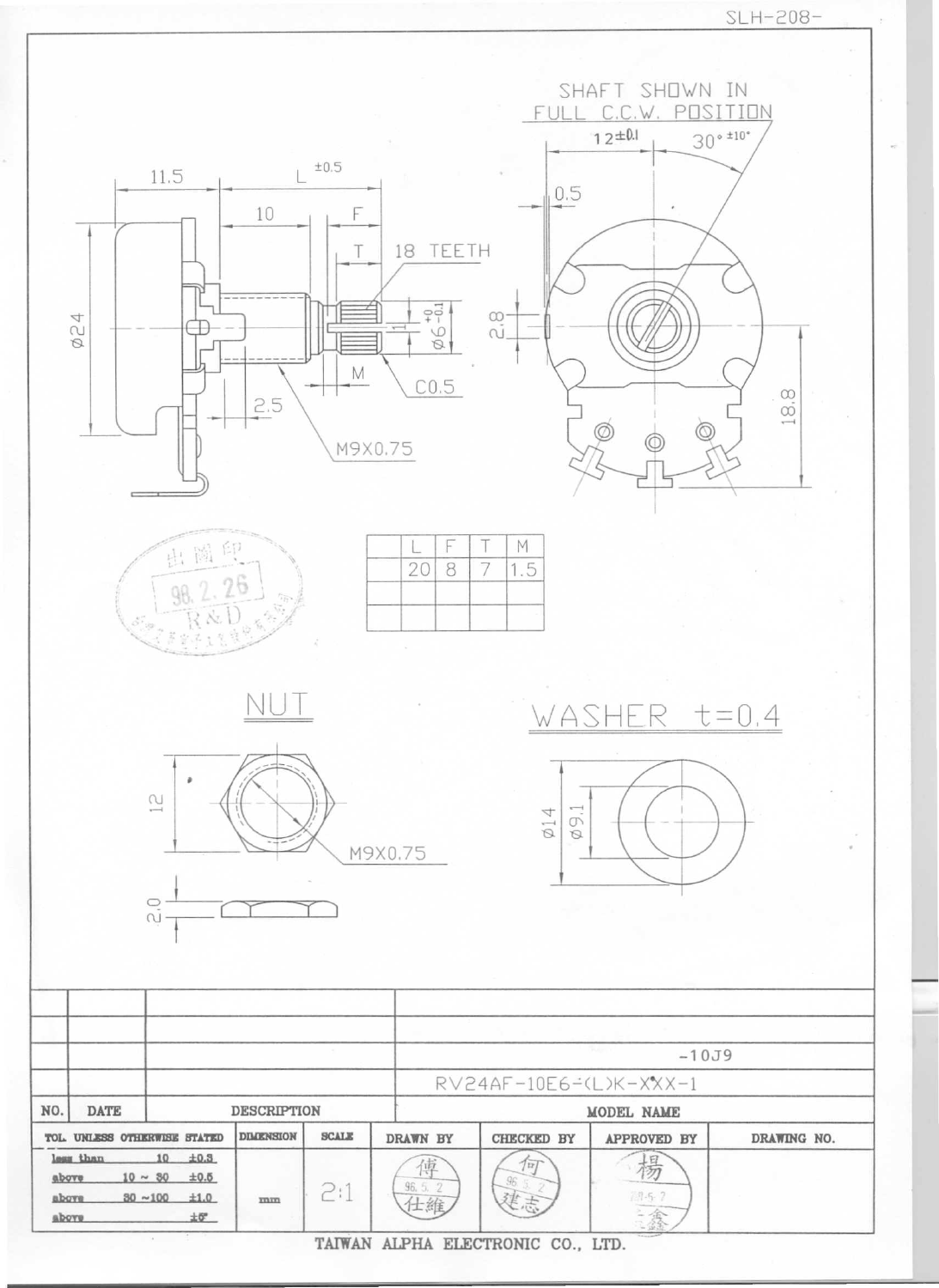SLH-208-

SHAFT SHOWN IN FULL C.C.W. POSITION

$12^{\pm 0.1}$ $30^{\circ\ \pm 10^{\circ}}$

0.5

2.8

18.8

11.5

L $\pm 0.5$

10

F

T

18 TEETH

$\phi 24$

1

$\phi 6^{+0}_{-0.1}$

M

C0.5

2.5

M9X0.75

| | L | F | T | M |
|---|---|---|---|---|
| | 20 | 8 | 7 | 1.5 |
| | | | | |
| | | | | |

出圖印
98.2.26
R&D

NUT

12

M9X0.75

2.0

WASHER t=0.4

$\phi 14$

$\phi 9.1$

| NO. | DATE | DESCRIPTION | MODEL NAME |
|---|---|---|---|
| | | | |
| | | | |
| | | | -10J9 |
| | | | RV24AF-10E6-(L)K-XXX-1 |

| TOL. UNLESS OTHERWISE STATED | DIMENSION | SCALE | DRAWN BY | CHECKED BY | APPROVED BY | DRAWING NO. |
|---|---|---|---|---|---|---|
| less than 10 ±0.3<br>above 10 ~ 30 ±0.5<br>above 30 ~100 ±1.0<br>above ±5° | mm | 2:1 | 傅 96.5.2 仕維 | 何 96.5.2 建志 | 楊 96.5.2 □鑫 | |

TAIWAN ALPHA ELECTRONIC CO., LTD.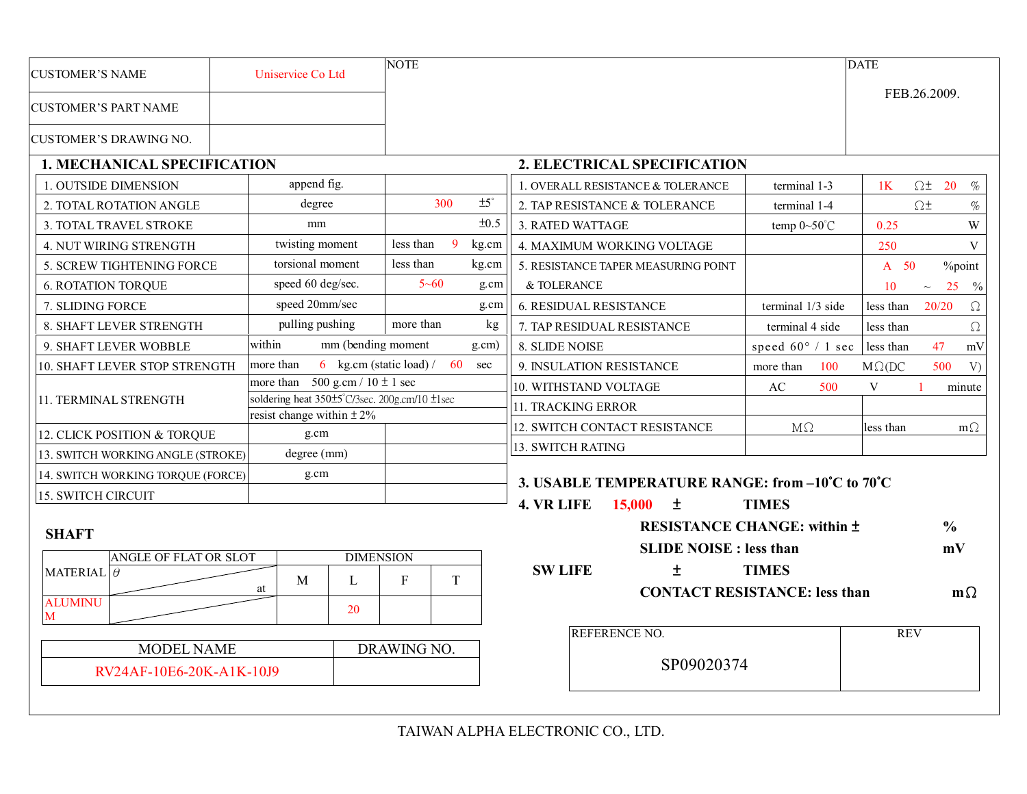| CUSTOMER'S NAME | Uniservice Co Ltd | NOTE | DATE |
|---|---|---|---|
| CUSTOMER'S PART NAME | | | FEB.26.2009. |
| CUSTOMER'S DRAWING NO. | | | |

## 1. MECHANICAL SPECIFICATION

| Item | Condition | Value |
|---|---|---|
| 1. OUTSIDE DIMENSION | append fig. | |
| 2. TOTAL ROTATION ANGLE | degree | 300 ±5° |
| 3. TOTAL TRAVEL STROKE | mm | ±0.5 |
| 4. NUT WIRING STRENGTH | twisting moment | less than 9 kg.cm |
| 5. SCREW TIGHTENING FORCE | torsional moment | less than kg.cm |
| 6. ROTATION TORQUE | speed 60 deg/sec. | 5~60 g.cm |
| 7. SLIDING FORCE | speed 20mm/sec | g.cm |
| 8. SHAFT LEVER STRENGTH | pulling pushing | more than kg |
| 9. SHAFT LEVER WOBBLE | within mm (bending moment g.cm) | |
| 10. SHAFT LEVER STOP STRENGTH | more than 6 kg.cm (static load) / 60 sec | |
| 11. TERMINAL STRENGTH | more than 500 g.cm / 10 ± 1 sec | |
| | soldering heat 350±5°C/3sec. 200g.cm/10 ±1sec | |
| | resist change within ± 2% | |
| 12. CLICK POSITION & TORQUE | g.cm | |
| 13. SWITCH WORKING ANGLE (STROKE) | degree (mm) | |
| 14. SWITCH WORKING TORQUE (FORCE) | g.cm | |
| 15. SWITCH CIRCUIT | | |

### SHAFT

| MATERIAL | ANGLE OF FLAT OR SLOT θ at | DIMENSION M | L | F | T |
|---|---|---|---|---|---|
| ALUMINUM | | | 20 | | |

| MODEL NAME | DRAWING NO. |
|---|---|
| RV24AF-10E6-20K-A1K-10J9 | |

## 2. ELECTRICAL SPECIFICATION

| Item | Condition | Value |
|---|---|---|
| 1. OVERALL RESISTANCE & TOLERANCE | terminal 1-3 | 1K Ω± 20 % |
| 2. TAP RESISTANCE & TOLERANCE | terminal 1-4 | Ω± % |
| 3. RATED WATTAGE | temp 0~50°C | 0.25 W |
| 4. MAXIMUM WORKING VOLTAGE | | 250 V |
| 5. RESISTANCE TAPER MEASURING POINT & TOLERANCE | | A 50 %point 10 ~ 25 % |
| 6. RESIDUAL RESISTANCE | terminal 1/3 side | less than 20/20 Ω |
| 7. TAP RESIDUAL RESISTANCE | terminal 4 side | less than Ω |
| 8. SLIDE NOISE | speed 60° / 1 sec | less than 47 mV |
| 9. INSULATION RESISTANCE | more than 100 | MΩ(DC 500 V) |
| 10. WITHSTAND VOLTAGE | AC 500 V | 1 minute |
| 11. TRACKING ERROR | | |
| 12. SWITCH CONTACT RESISTANCE | MΩ | less than mΩ |
| 13. SWITCH RATING | | |

## 3. USABLE TEMPERATURE RANGE: from –10°C to 70°C

## 4. VR LIFE 15,000 ± TIMES

**RESISTANCE CHANGE: within ± %**

**SLIDE NOISE : less than mV**

**SW LIFE ± TIMES**

**CONTACT RESISTANCE: less than mΩ**

| REFERENCE NO. | REV |
|---|---|
| SP09020374 | |

TAIWAN ALPHA ELECTRONIC CO., LTD.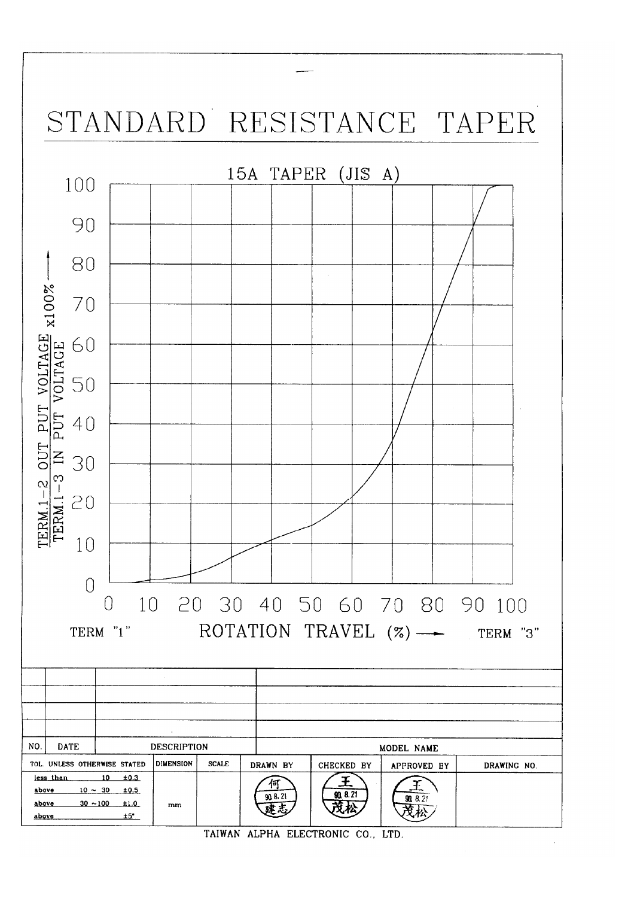# STANDARD RESISTANCE TAPER

## 15A TAPER (JIS A)

$\frac{\text{TERM.1-2 OUT PUT VOLTAGE}}{\text{TERM.1-3 IN PUT VOLTAGE}} \times 100\%$

0 10 20 30 40 50 60 70 80 90 100

TERM "1" ROTATION TRAVEL (%) → TERM "3"

| NO. | DATE | DESCRIPTION | | MODEL NAME | | |
|---|---|---|---|---|---|---|

| TOL. UNLESS OTHERWISE STATED | DIMENSION | SCALE | DRAWN BY | CHECKED BY | APPROVED BY | DRAWING NO. |
|---|---|---|---|---|---|---|
| less than 10 ±0.3<br>above 10 ~ 30 ±0.5<br>above 30 ~100 ±1.0<br>above ±5° | mm | | 何 90.8.21 建志 | 王 90.8.21 茂松 | 王 90.8.21 茂松 | |

TAIWAN ALPHA ELECTRONIC CO., LTD.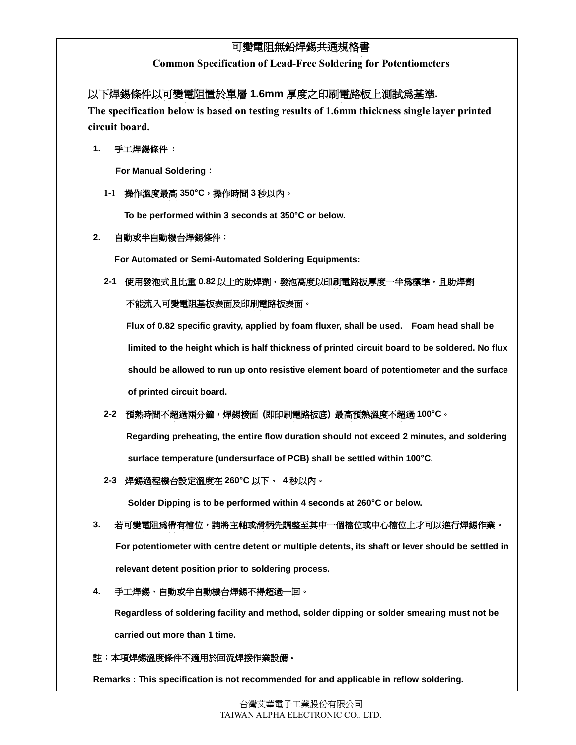# 可變電阻無鉛焊錫共通規格書

## Common Specification of Lead-Free Soldering for Potentiometers

以下焊錫條件以可變電阻置於單層 1.6mm 厚度之印刷電路板上測試為基準.

**The specification below is based on testing results of 1.6mm thickness single layer printed circuit board.**

**1.** 手工焊錫條件 :

**For Manual Soldering：**

**1-1** 操作溫度最高 350°C，操作時間 3 秒以內。

**To be performed within 3 seconds at 350°C or below.**

**2.** 自動或半自動機台焊錫條件：

**For Automated or Semi-Automated Soldering Equipments:**

**2-1** 使用發泡式且比重 0.82 以上的助焊劑，發泡高度以印刷電路板厚度一半為標準，且助焊劑不能流入可變電阻基板表面及印刷電路板表面。

**Flux of 0.82 specific gravity, applied by foam fluxer, shall be used. Foam head shall be limited to the height which is half thickness of printed circuit board to be soldered. No flux should be allowed to run up onto resistive element board of potentiometer and the surface of printed circuit board.**

**2-2** 預熱時間不超過兩分鐘，焊錫接面 (即印刷電路板底) 最高預熱溫度不超過 100°C。

**Regarding preheating, the entire flow duration should not exceed 2 minutes, and soldering surface temperature (undersurface of PCB) shall be settled within 100°C.**

**2-3** 焊錫過程機台設定溫度在 260°C 以下、 4 秒以內。

**Solder Dipping is to be performed within 4 seconds at 260°C or below.**

**3.** 若可變電阻為帶有檔位，請將主軸或滑柄先調整至其中一個檔位或中心檔位上才可以進行焊錫作業。

**For potentiometer with centre detent or multiple detents, its shaft or lever should be settled in relevant detent position prior to soldering process.**

**4.** 手工焊錫、自動或半自動機台焊錫不得超過一回。

**Regardless of soldering facility and method, solder dipping or solder smearing must not be carried out more than 1 time.**

**註：本項焊錫溫度條件不適用於回流焊接作業設備。**

**Remarks : This specification is not recommended for and applicable in reflow soldering.**

台灣艾華電子工業股份有限公司
TAIWAN ALPHA ELECTRONIC CO., LTD.